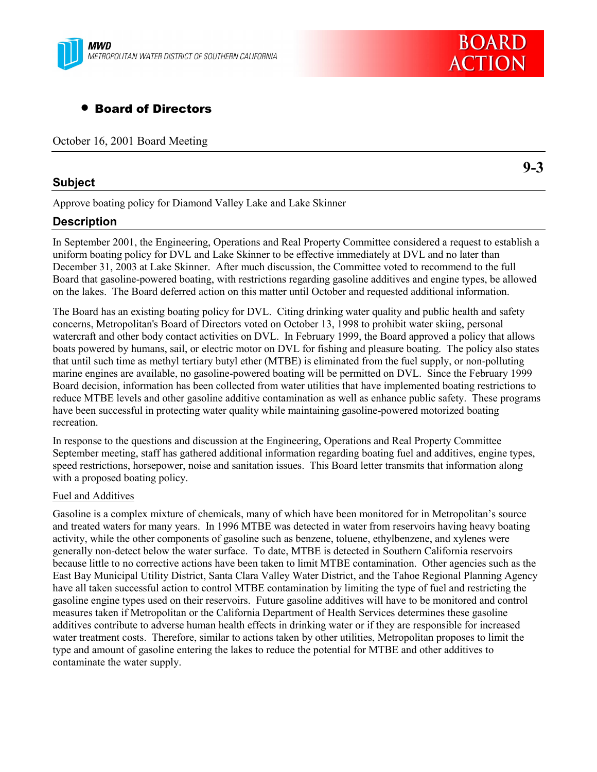MWD
METROPOLITAN WATER DISTRICT OF SOUTHERN CALIFORNIA

BOARD ACTION

- **Board of Directors**

October 16, 2001 Board Meeting

**9-3**

## Subject

Approve boating policy for Diamond Valley Lake and Lake Skinner

## Description

In September 2001, the Engineering, Operations and Real Property Committee considered a request to establish a uniform boating policy for DVL and Lake Skinner to be effective immediately at DVL and no later than December 31, 2003 at Lake Skinner. After much discussion, the Committee voted to recommend to the full Board that gasoline-powered boating, with restrictions regarding gasoline additives and engine types, be allowed on the lakes. The Board deferred action on this matter until October and requested additional information.

The Board has an existing boating policy for DVL. Citing drinking water quality and public health and safety concerns, Metropolitan's Board of Directors voted on October 13, 1998 to prohibit water skiing, personal watercraft and other body contact activities on DVL. In February 1999, the Board approved a policy that allows boats powered by humans, sail, or electric motor on DVL for fishing and pleasure boating. The policy also states that until such time as methyl tertiary butyl ether (MTBE) is eliminated from the fuel supply, or non-polluting marine engines are available, no gasoline-powered boating will be permitted on DVL. Since the February 1999 Board decision, information has been collected from water utilities that have implemented boating restrictions to reduce MTBE levels and other gasoline additive contamination as well as enhance public safety. These programs have been successful in protecting water quality while maintaining gasoline-powered motorized boating recreation.

In response to the questions and discussion at the Engineering, Operations and Real Property Committee September meeting, staff has gathered additional information regarding boating fuel and additives, engine types, speed restrictions, horsepower, noise and sanitation issues. This Board letter transmits that information along with a proposed boating policy.

<u>Fuel and Additives</u>

Gasoline is a complex mixture of chemicals, many of which have been monitored for in Metropolitan's source and treated waters for many years. In 1996 MTBE was detected in water from reservoirs having heavy boating activity, while the other components of gasoline such as benzene, toluene, ethylbenzene, and xylenes were generally non-detect below the water surface. To date, MTBE is detected in Southern California reservoirs because little to no corrective actions have been taken to limit MTBE contamination. Other agencies such as the East Bay Municipal Utility District, Santa Clara Valley Water District, and the Tahoe Regional Planning Agency have all taken successful action to control MTBE contamination by limiting the type of fuel and restricting the gasoline engine types used on their reservoirs. Future gasoline additives will have to be monitored and control measures taken if Metropolitan or the California Department of Health Services determines these gasoline additives contribute to adverse human health effects in drinking water or if they are responsible for increased water treatment costs. Therefore, similar to actions taken by other utilities, Metropolitan proposes to limit the type and amount of gasoline entering the lakes to reduce the potential for MTBE and other additives to contaminate the water supply.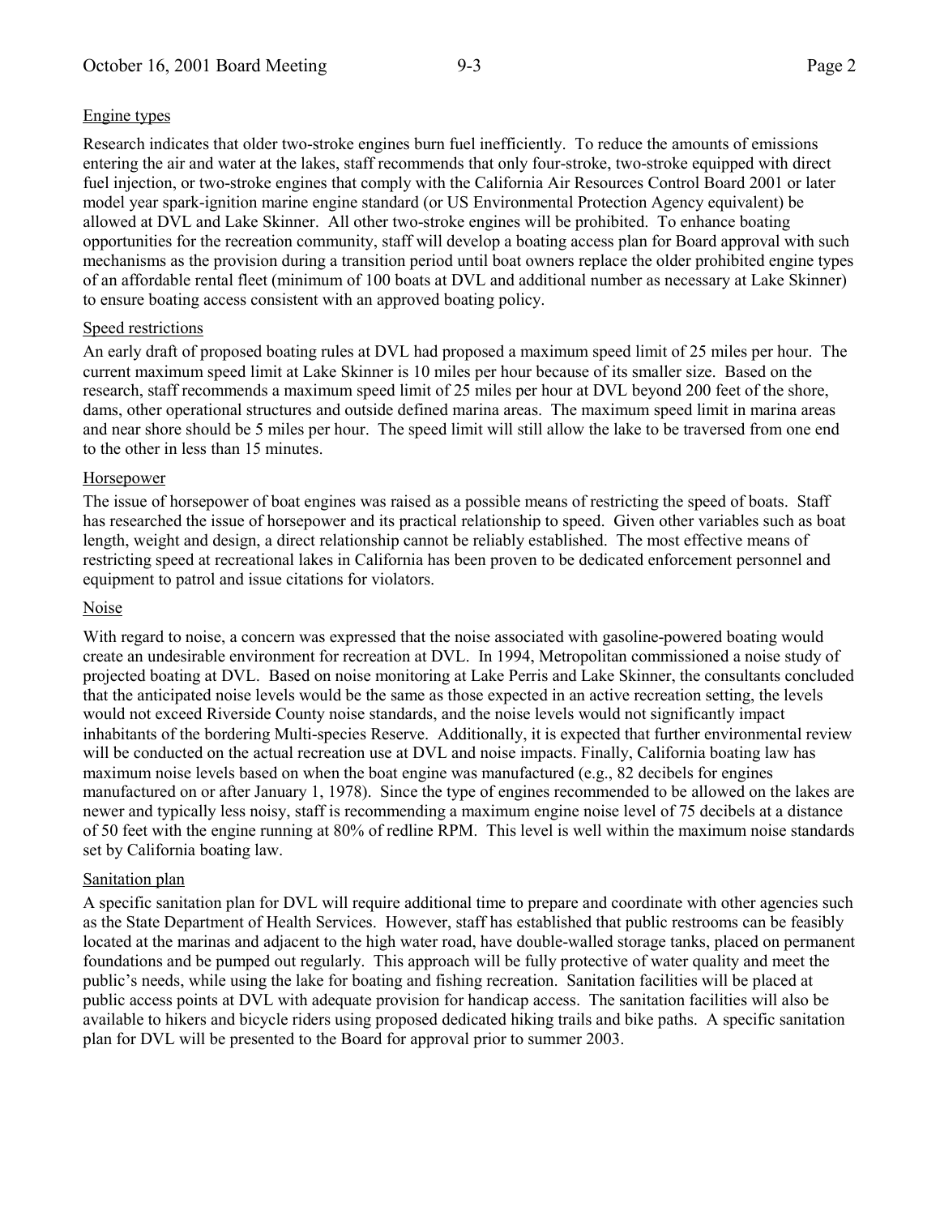## Engine types

Research indicates that older two-stroke engines burn fuel inefficiently. To reduce the amounts of emissions entering the air and water at the lakes, staff recommends that only four-stroke, two-stroke equipped with direct fuel injection, or two-stroke engines that comply with the California Air Resources Control Board 2001 or later model year spark-ignition marine engine standard (or US Environmental Protection Agency equivalent) be allowed at DVL and Lake Skinner. All other two-stroke engines will be prohibited. To enhance boating opportunities for the recreation community, staff will develop a boating access plan for Board approval with such mechanisms as the provision during a transition period until boat owners replace the older prohibited engine types of an affordable rental fleet (minimum of 100 boats at DVL and additional number as necessary at Lake Skinner) to ensure boating access consistent with an approved boating policy.

## Speed restrictions

An early draft of proposed boating rules at DVL had proposed a maximum speed limit of 25 miles per hour. The current maximum speed limit at Lake Skinner is 10 miles per hour because of its smaller size. Based on the research, staff recommends a maximum speed limit of 25 miles per hour at DVL beyond 200 feet of the shore, dams, other operational structures and outside defined marina areas. The maximum speed limit in marina areas and near shore should be 5 miles per hour. The speed limit will still allow the lake to be traversed from one end to the other in less than 15 minutes.

## Horsepower

The issue of horsepower of boat engines was raised as a possible means of restricting the speed of boats. Staff has researched the issue of horsepower and its practical relationship to speed. Given other variables such as boat length, weight and design, a direct relationship cannot be reliably established. The most effective means of restricting speed at recreational lakes in California has been proven to be dedicated enforcement personnel and equipment to patrol and issue citations for violators.

## Noise

With regard to noise, a concern was expressed that the noise associated with gasoline-powered boating would create an undesirable environment for recreation at DVL. In 1994, Metropolitan commissioned a noise study of projected boating at DVL. Based on noise monitoring at Lake Perris and Lake Skinner, the consultants concluded that the anticipated noise levels would be the same as those expected in an active recreation setting, the levels would not exceed Riverside County noise standards, and the noise levels would not significantly impact inhabitants of the bordering Multi-species Reserve. Additionally, it is expected that further environmental review will be conducted on the actual recreation use at DVL and noise impacts. Finally, California boating law has maximum noise levels based on when the boat engine was manufactured (e.g., 82 decibels for engines manufactured on or after January 1, 1978). Since the type of engines recommended to be allowed on the lakes are newer and typically less noisy, staff is recommending a maximum engine noise level of 75 decibels at a distance of 50 feet with the engine running at 80% of redline RPM. This level is well within the maximum noise standards set by California boating law.

## Sanitation plan

A specific sanitation plan for DVL will require additional time to prepare and coordinate with other agencies such as the State Department of Health Services. However, staff has established that public restrooms can be feasibly located at the marinas and adjacent to the high water road, have double-walled storage tanks, placed on permanent foundations and be pumped out regularly. This approach will be fully protective of water quality and meet the public's needs, while using the lake for boating and fishing recreation. Sanitation facilities will be placed at public access points at DVL with adequate provision for handicap access. The sanitation facilities will also be available to hikers and bicycle riders using proposed dedicated hiking trails and bike paths. A specific sanitation plan for DVL will be presented to the Board for approval prior to summer 2003.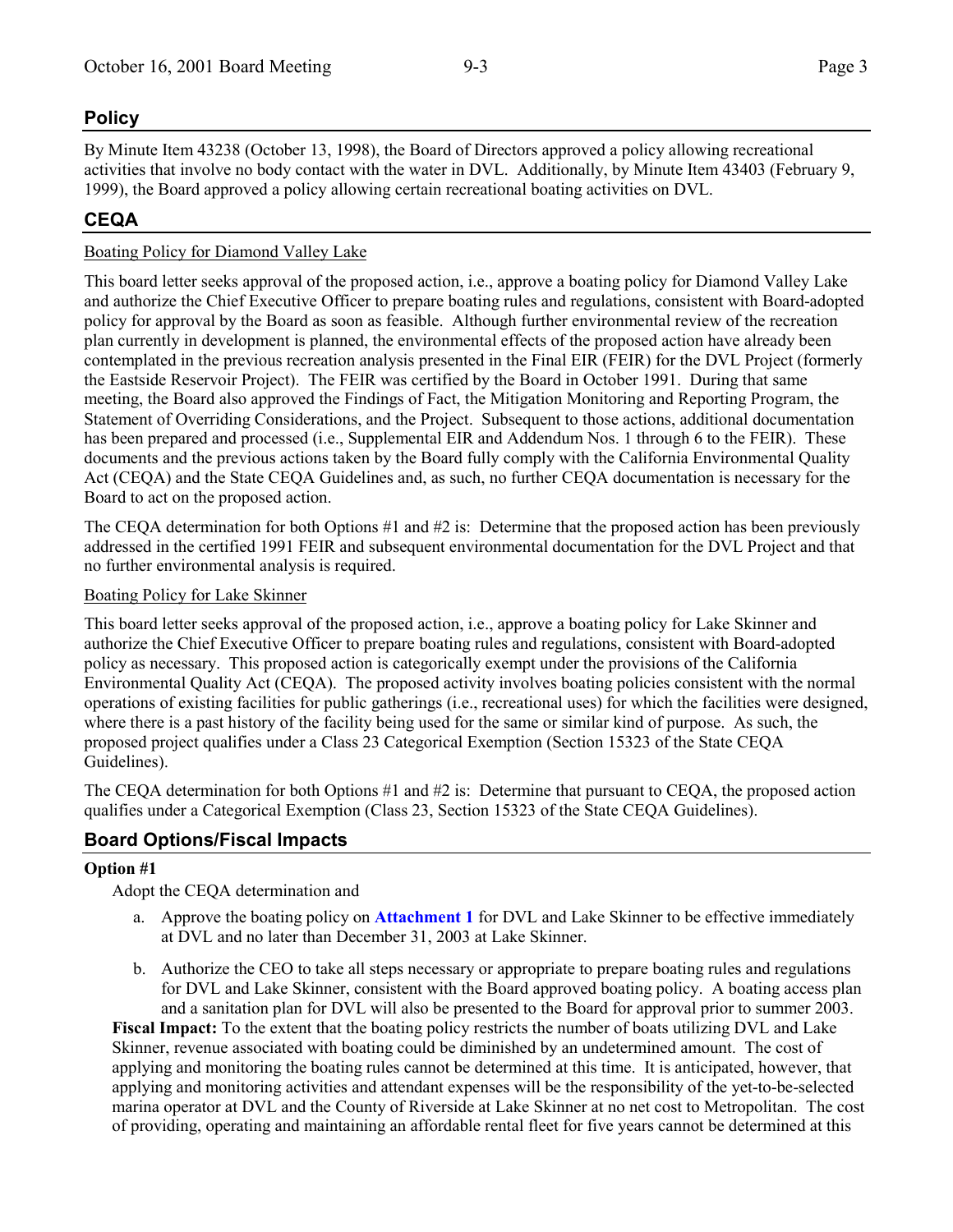## Policy

By Minute Item 43238 (October 13, 1998), the Board of Directors approved a policy allowing recreational activities that involve no body contact with the water in DVL. Additionally, by Minute Item 43403 (February 9, 1999), the Board approved a policy allowing certain recreational boating activities on DVL.

## CEQA

Boating Policy for Diamond Valley Lake

This board letter seeks approval of the proposed action, i.e., approve a boating policy for Diamond Valley Lake and authorize the Chief Executive Officer to prepare boating rules and regulations, consistent with Board-adopted policy for approval by the Board as soon as feasible. Although further environmental review of the recreation plan currently in development is planned, the environmental effects of the proposed action have already been contemplated in the previous recreation analysis presented in the Final EIR (FEIR) for the DVL Project (formerly the Eastside Reservoir Project). The FEIR was certified by the Board in October 1991. During that same meeting, the Board also approved the Findings of Fact, the Mitigation Monitoring and Reporting Program, the Statement of Overriding Considerations, and the Project. Subsequent to those actions, additional documentation has been prepared and processed (i.e., Supplemental EIR and Addendum Nos. 1 through 6 to the FEIR). These documents and the previous actions taken by the Board fully comply with the California Environmental Quality Act (CEQA) and the State CEQA Guidelines and, as such, no further CEQA documentation is necessary for the Board to act on the proposed action.

The CEQA determination for both Options #1 and #2 is: Determine that the proposed action has been previously addressed in the certified 1991 FEIR and subsequent environmental documentation for the DVL Project and that no further environmental analysis is required.

Boating Policy for Lake Skinner

This board letter seeks approval of the proposed action, i.e., approve a boating policy for Lake Skinner and authorize the Chief Executive Officer to prepare boating rules and regulations, consistent with Board-adopted policy as necessary. This proposed action is categorically exempt under the provisions of the California Environmental Quality Act (CEQA). The proposed activity involves boating policies consistent with the normal operations of existing facilities for public gatherings (i.e., recreational uses) for which the facilities were designed, where there is a past history of the facility being used for the same or similar kind of purpose. As such, the proposed project qualifies under a Class 23 Categorical Exemption (Section 15323 of the State CEQA Guidelines).

The CEQA determination for both Options #1 and #2 is: Determine that pursuant to CEQA, the proposed action qualifies under a Categorical Exemption (Class 23, Section 15323 of the State CEQA Guidelines).

## Board Options/Fiscal Impacts

**Option #1**

Adopt the CEQA determination and

a. Approve the boating policy on **Attachment 1** for DVL and Lake Skinner to be effective immediately at DVL and no later than December 31, 2003 at Lake Skinner.

b. Authorize the CEO to take all steps necessary or appropriate to prepare boating rules and regulations for DVL and Lake Skinner, consistent with the Board approved boating policy. A boating access plan and a sanitation plan for DVL will also be presented to the Board for approval prior to summer 2003.

**Fiscal Impact:** To the extent that the boating policy restricts the number of boats utilizing DVL and Lake Skinner, revenue associated with boating could be diminished by an undetermined amount. The cost of applying and monitoring the boating rules cannot be determined at this time. It is anticipated, however, that applying and monitoring activities and attendant expenses will be the responsibility of the yet-to-be-selected marina operator at DVL and the County of Riverside at Lake Skinner at no net cost to Metropolitan. The cost of providing, operating and maintaining an affordable rental fleet for five years cannot be determined at this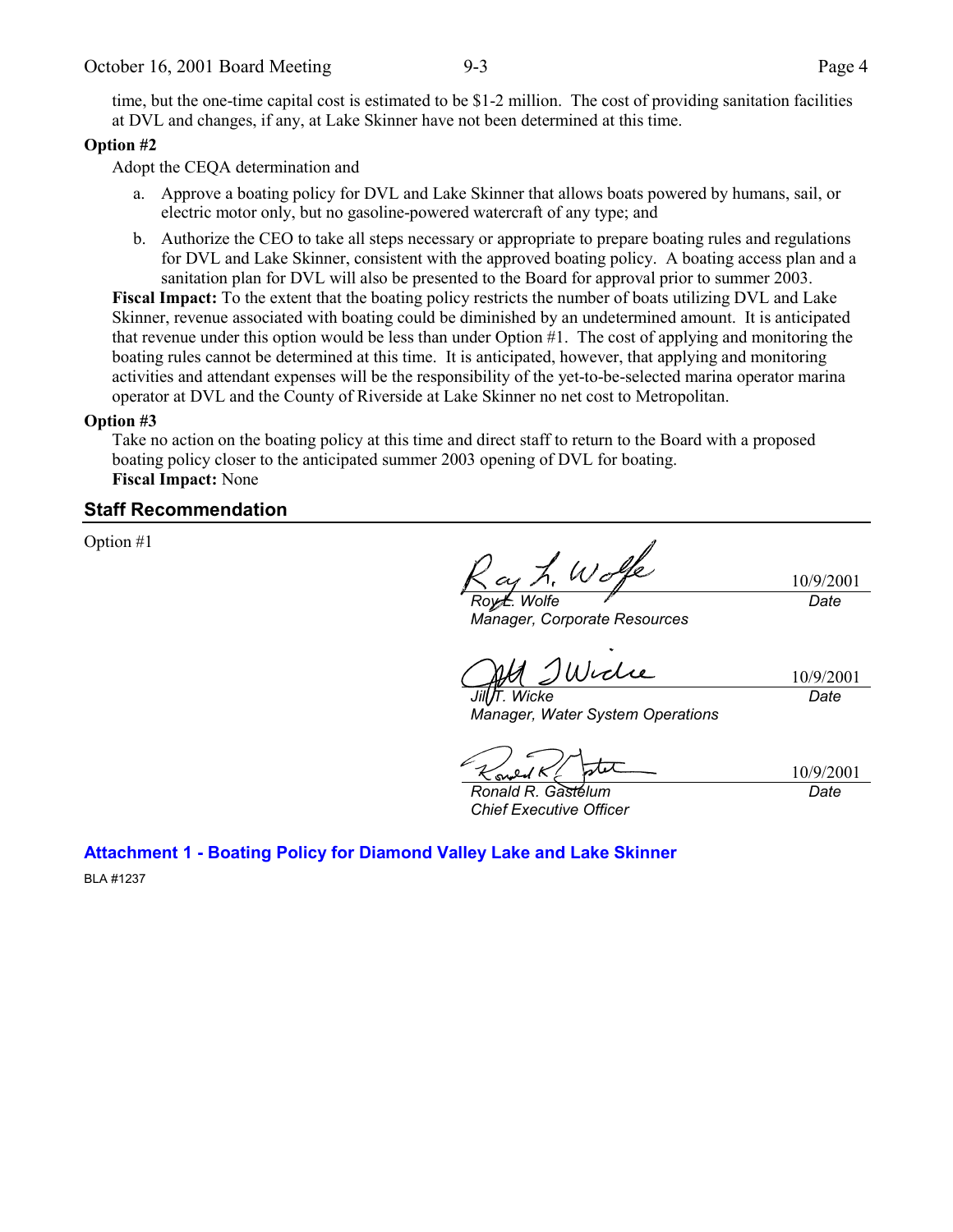time, but the one-time capital cost is estimated to be $1-2 million. The cost of providing sanitation facilities at DVL and changes, if any, at Lake Skinner have not been determined at this time.

**Option #2**

Adopt the CEQA determination and

a. Approve a boating policy for DVL and Lake Skinner that allows boats powered by humans, sail, or electric motor only, but no gasoline-powered watercraft of any type; and

b. Authorize the CEO to take all steps necessary or appropriate to prepare boating rules and regulations for DVL and Lake Skinner, consistent with the approved boating policy. A boating access plan and a sanitation plan for DVL will also be presented to the Board for approval prior to summer 2003.

**Fiscal Impact:** To the extent that the boating policy restricts the number of boats utilizing DVL and Lake Skinner, revenue associated with boating could be diminished by an undetermined amount. It is anticipated that revenue under this option would be less than under Option #1. The cost of applying and monitoring the boating rules cannot be determined at this time. It is anticipated, however, that applying and monitoring activities and attendant expenses will be the responsibility of the yet-to-be-selected marina operator marina operator at DVL and the County of Riverside at Lake Skinner no net cost to Metropolitan.

**Option #3**

Take no action on the boating policy at this time and direct staff to return to the Board with a proposed boating policy closer to the anticipated summer 2003 opening of DVL for boating.

**Fiscal Impact:** None

## Staff Recommendation

Option #1

| | |
|---|---|
| *Roy L. Wolfe*<br>*Manager, Corporate Resources* | 10/9/2001<br>*Date* |
| *Jill T. Wicke*<br>*Manager, Water System Operations* | 10/9/2001<br>*Date* |
| *Ronald R. Gastelum*<br>*Chief Executive Officer* | 10/9/2001<br>*Date* |

**Attachment 1 - Boating Policy for Diamond Valley Lake and Lake Skinner**

BLA #1237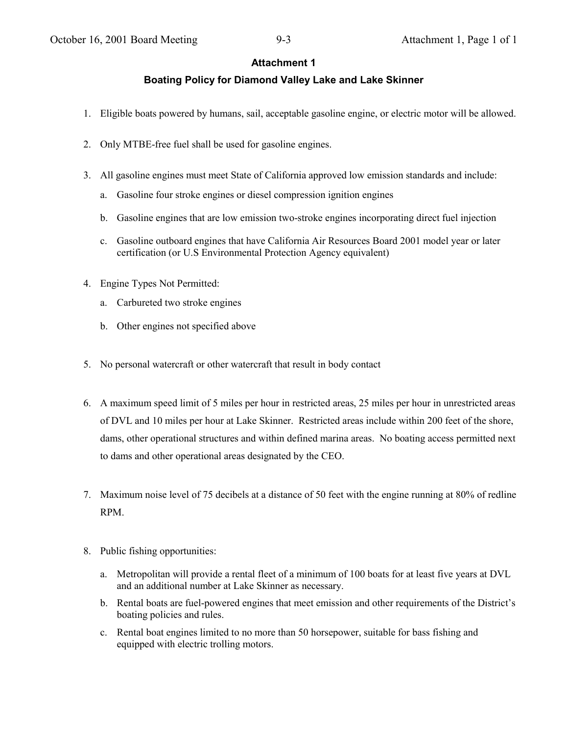**Attachment 1**

**Boating Policy for Diamond Valley Lake and Lake Skinner**

1. Eligible boats powered by humans, sail, acceptable gasoline engine, or electric motor will be allowed.

2. Only MTBE-free fuel shall be used for gasoline engines.

3. All gasoline engines must meet State of California approved low emission standards and include:
   a. Gasoline four stroke engines or diesel compression ignition engines
   b. Gasoline engines that are low emission two-stroke engines incorporating direct fuel injection
   c. Gasoline outboard engines that have California Air Resources Board 2001 model year or later certification (or U.S Environmental Protection Agency equivalent)

4. Engine Types Not Permitted:
   a. Carbureted two stroke engines
   b. Other engines not specified above

5. No personal watercraft or other watercraft that result in body contact

6. A maximum speed limit of 5 miles per hour in restricted areas, 25 miles per hour in unrestricted areas of DVL and 10 miles per hour at Lake Skinner. Restricted areas include within 200 feet of the shore, dams, other operational structures and within defined marina areas. No boating access permitted next to dams and other operational areas designated by the CEO.

7. Maximum noise level of 75 decibels at a distance of 50 feet with the engine running at 80% of redline RPM.

8. Public fishing opportunities:
   a. Metropolitan will provide a rental fleet of a minimum of 100 boats for at least five years at DVL and an additional number at Lake Skinner as necessary.
   b. Rental boats are fuel-powered engines that meet emission and other requirements of the District's boating policies and rules.
   c. Rental boat engines limited to no more than 50 horsepower, suitable for bass fishing and equipped with electric trolling motors.